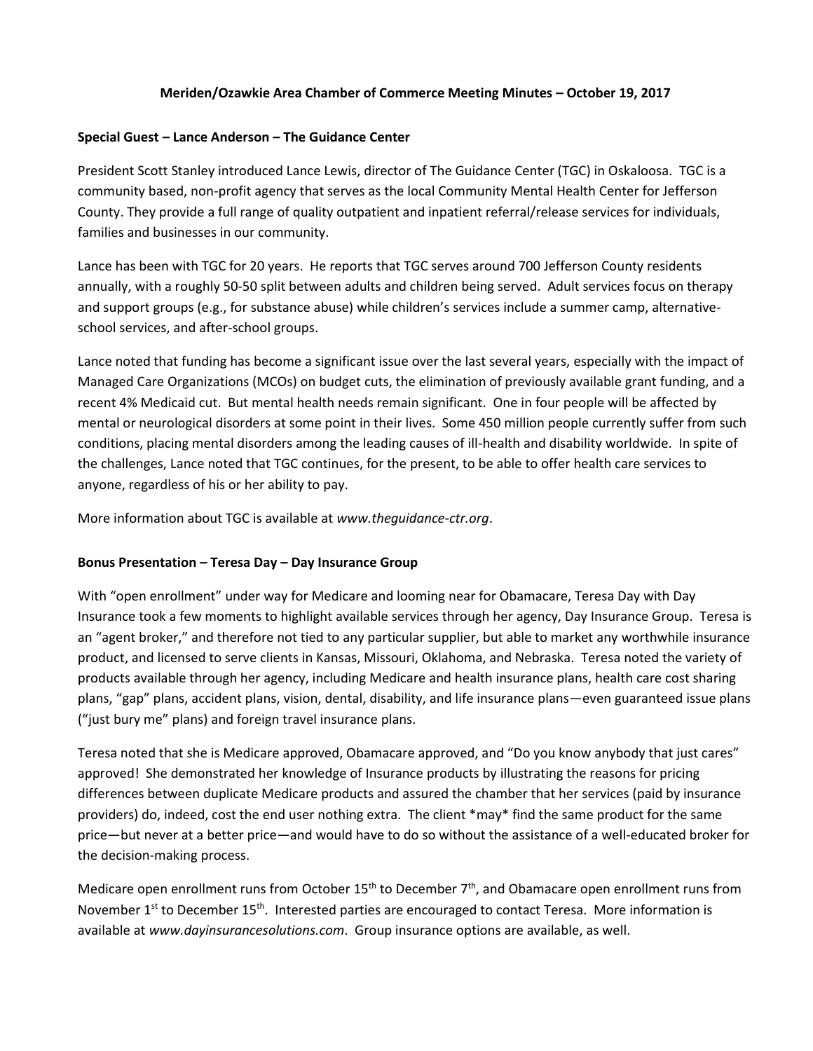# Meriden/Ozawkie Area Chamber of Commerce Meeting Minutes – October 19, 2017

## Special Guest – Lance Anderson – The Guidance Center

President Scott Stanley introduced Lance Lewis, director of The Guidance Center (TGC) in Oskaloosa. TGC is a community based, non-profit agency that serves as the local Community Mental Health Center for Jefferson County. They provide a full range of quality outpatient and inpatient referral/release services for individuals, families and businesses in our community.

Lance has been with TGC for 20 years. He reports that TGC serves around 700 Jefferson County residents annually, with a roughly 50-50 split between adults and children being served. Adult services focus on therapy and support groups (e.g., for substance abuse) while children's services include a summer camp, alternative-school services, and after-school groups.

Lance noted that funding has become a significant issue over the last several years, especially with the impact of Managed Care Organizations (MCOs) on budget cuts, the elimination of previously available grant funding, and a recent 4% Medicaid cut. But mental health needs remain significant. One in four people will be affected by mental or neurological disorders at some point in their lives. Some 450 million people currently suffer from such conditions, placing mental disorders among the leading causes of ill-health and disability worldwide. In spite of the challenges, Lance noted that TGC continues, for the present, to be able to offer health care services to anyone, regardless of his or her ability to pay.

More information about TGC is available at *www.theguidance-ctr.org*.

## Bonus Presentation – Teresa Day – Day Insurance Group

With "open enrollment" under way for Medicare and looming near for Obamacare, Teresa Day with Day Insurance took a few moments to highlight available services through her agency, Day Insurance Group. Teresa is an "agent broker," and therefore not tied to any particular supplier, but able to market any worthwhile insurance product, and licensed to serve clients in Kansas, Missouri, Oklahoma, and Nebraska. Teresa noted the variety of products available through her agency, including Medicare and health insurance plans, health care cost sharing plans, "gap" plans, accident plans, vision, dental, disability, and life insurance plans—even guaranteed issue plans ("just bury me" plans) and foreign travel insurance plans.

Teresa noted that she is Medicare approved, Obamacare approved, and "Do you know anybody that just cares" approved! She demonstrated her knowledge of Insurance products by illustrating the reasons for pricing differences between duplicate Medicare products and assured the chamber that her services (paid by insurance providers) do, indeed, cost the end user nothing extra. The client *may* find the same product for the same price—but never at a better price—and would have to do so without the assistance of a well-educated broker for the decision-making process.

Medicare open enrollment runs from October 15th to December 7th, and Obamacare open enrollment runs from November 1st to December 15th. Interested parties are encouraged to contact Teresa. More information is available at *www.dayinsurancesolutions.com*. Group insurance options are available, as well.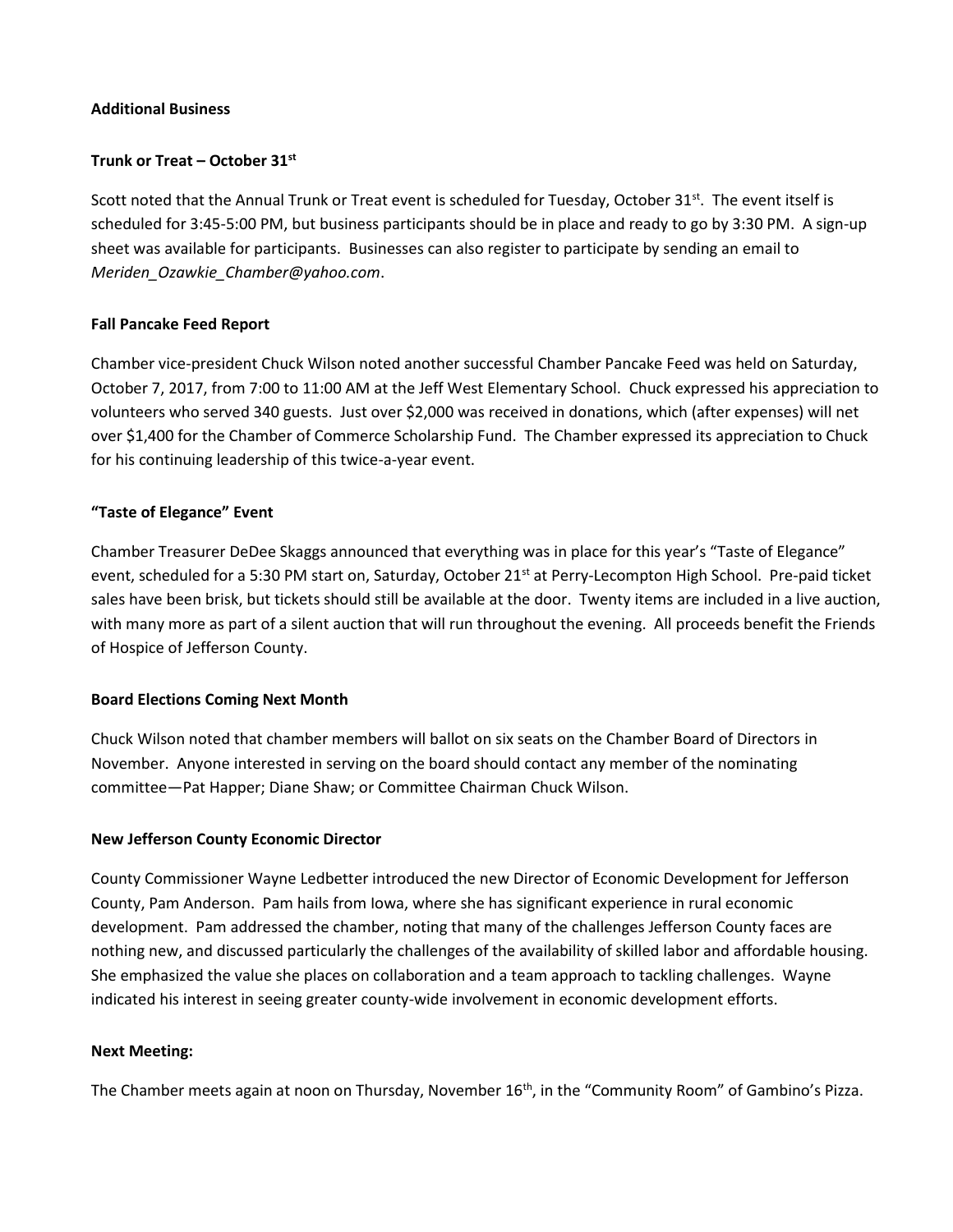**Additional Business**

**Trunk or Treat – October 31st**

Scott noted that the Annual Trunk or Treat event is scheduled for Tuesday, October 31st. The event itself is scheduled for 3:45-5:00 PM, but business participants should be in place and ready to go by 3:30 PM. A sign-up sheet was available for participants. Businesses can also register to participate by sending an email to *Meriden_Ozawkie_Chamber@yahoo.com*.

**Fall Pancake Feed Report**

Chamber vice-president Chuck Wilson noted another successful Chamber Pancake Feed was held on Saturday, October 7, 2017, from 7:00 to 11:00 AM at the Jeff West Elementary School. Chuck expressed his appreciation to volunteers who served 340 guests. Just over $2,000 was received in donations, which (after expenses) will net over $1,400 for the Chamber of Commerce Scholarship Fund. The Chamber expressed its appreciation to Chuck for his continuing leadership of this twice-a-year event.

**"Taste of Elegance" Event**

Chamber Treasurer DeDee Skaggs announced that everything was in place for this year's "Taste of Elegance" event, scheduled for a 5:30 PM start on, Saturday, October 21st at Perry-Lecompton High School. Pre-paid ticket sales have been brisk, but tickets should still be available at the door. Twenty items are included in a live auction, with many more as part of a silent auction that will run throughout the evening. All proceeds benefit the Friends of Hospice of Jefferson County.

**Board Elections Coming Next Month**

Chuck Wilson noted that chamber members will ballot on six seats on the Chamber Board of Directors in November. Anyone interested in serving on the board should contact any member of the nominating committee—Pat Happer; Diane Shaw; or Committee Chairman Chuck Wilson.

**New Jefferson County Economic Director**

County Commissioner Wayne Ledbetter introduced the new Director of Economic Development for Jefferson County, Pam Anderson. Pam hails from Iowa, where she has significant experience in rural economic development. Pam addressed the chamber, noting that many of the challenges Jefferson County faces are nothing new, and discussed particularly the challenges of the availability of skilled labor and affordable housing. She emphasized the value she places on collaboration and a team approach to tackling challenges. Wayne indicated his interest in seeing greater county-wide involvement in economic development efforts.

**Next Meeting:**

The Chamber meets again at noon on Thursday, November 16th, in the "Community Room" of Gambino's Pizza.